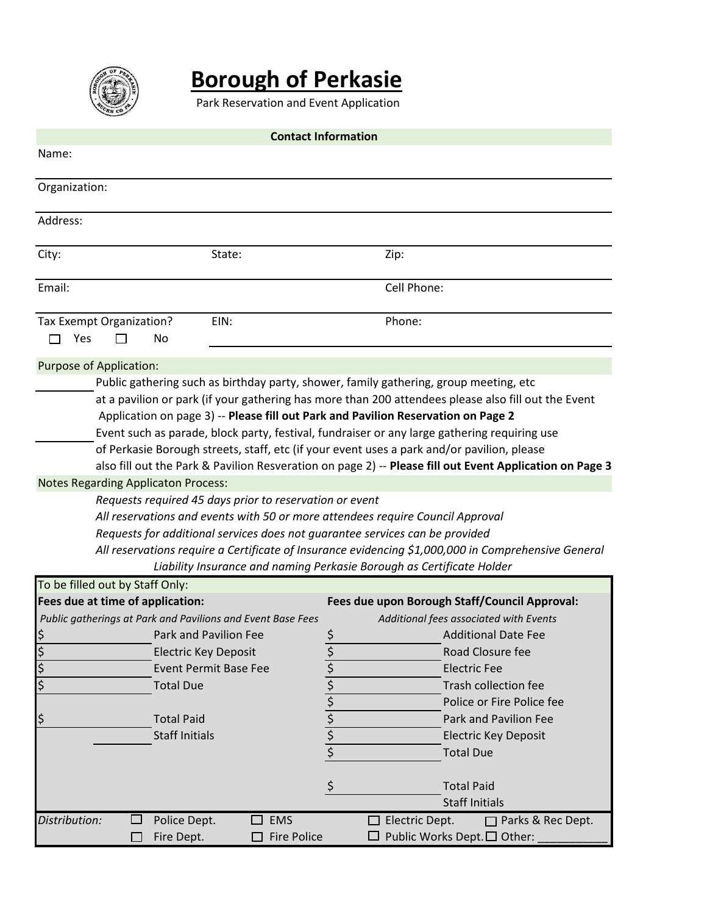# Borough of Perkasie

Park Reservation and Event Application

## Contact Information

Name: \_\_\_\_\_\_\_\_\_\_\_\_\_\_\_\_\_\_\_\_\_\_\_\_\_\_\_\_\_\_\_\_\_\_\_\_\_\_\_\_

Organization: \_\_\_\_\_\_\_\_\_\_\_\_\_\_\_\_\_\_\_\_\_\_\_\_\_\_\_\_\_\_\_\_\_\_\_\_\_\_\_\_

Address: \_\_\_\_\_\_\_\_\_\_\_\_\_\_\_\_\_\_\_\_\_\_\_\_\_\_\_\_\_\_\_\_\_\_\_\_\_\_\_\_

City: \_\_\_\_\_\_\_\_\_\_ State: \_\_\_\_\_\_\_\_\_\_ Zip: \_\_\_\_\_\_\_\_\_\_

Email: \_\_\_\_\_\_\_\_\_\_\_\_\_\_\_\_\_\_\_\_ Cell Phone: \_\_\_\_\_\_\_\_\_\_\_\_\_\_\_\_\_\_\_\_

Tax Exempt Organization? ☐ Yes ☐ No EIN: \_\_\_\_\_\_\_\_\_\_ Phone: \_\_\_\_\_\_\_\_\_\_

## Purpose of Application:

\_\_\_\_\_\_\_\_ Public gathering such as birthday party, shower, family gathering, group meeting, etc at a pavilion or park (if your gathering has more than 200 attendees please also fill out the Event Application on page 3) -- **Please fill out Park and Pavilion Reservation on Page 2**

\_\_\_\_\_\_\_\_ Event such as parade, block party, festival, fundraiser or any large gathering requiring use of Perkasie Borough streets, staff, etc (if your event uses a park and/or pavilion, please also fill out the Park & Pavilion Resveration on page 2) -- **Please fill out Event Application on Page 3**

## Notes Regarding Applicaton Process:

*Requests required 45 days prior to reservation or event*

*All reservations and events with 50 or more attendees require Council Approval*

*Requests for additional services does not guarantee services can be provided*

*All reservations require a Certificate of Insurance evidencing $1,000,000 in Comprehensive General Liability Insurance and naming Perkasie Borough as Certificate Holder*

## To be filled out by Staff Only:

| **Fees due at time of application:** | | **Fees due upon Borough Staff/Council Approval:** | |
|---|---|---|---|
| *Public gatherings at Park and Pavilions and Event Base Fees* | | *Additional fees associated with Events* | |
| $ | Park and Pavilion Fee | $ | Additional Date Fee |
| $ | Electric Key Deposit | $ | Road Closure fee |
| $ | Event Permit Base Fee | $ | Electric Fee |
| $ | Total Due | $ | Trash collection fee |
| | | $ | Police or Fire Police fee |
| $ | Total Paid | $ | Park and Pavilion Fee |
| \_\_\_\_\_\_ | Staff Initials | $ | Electric Key Deposit |
| | | $ | Total Due |
| | | $ | Total Paid |
| | | | Staff Initials |

*Distribution:* ☐ Police Dept. ☐ EMS ☐ Electric Dept. ☐ Parks & Rec Dept. ☐ Fire Dept. ☐ Fire Police ☐ Public Works Dept. ☐ Other: \_\_\_\_\_\_\_\_\_\_\_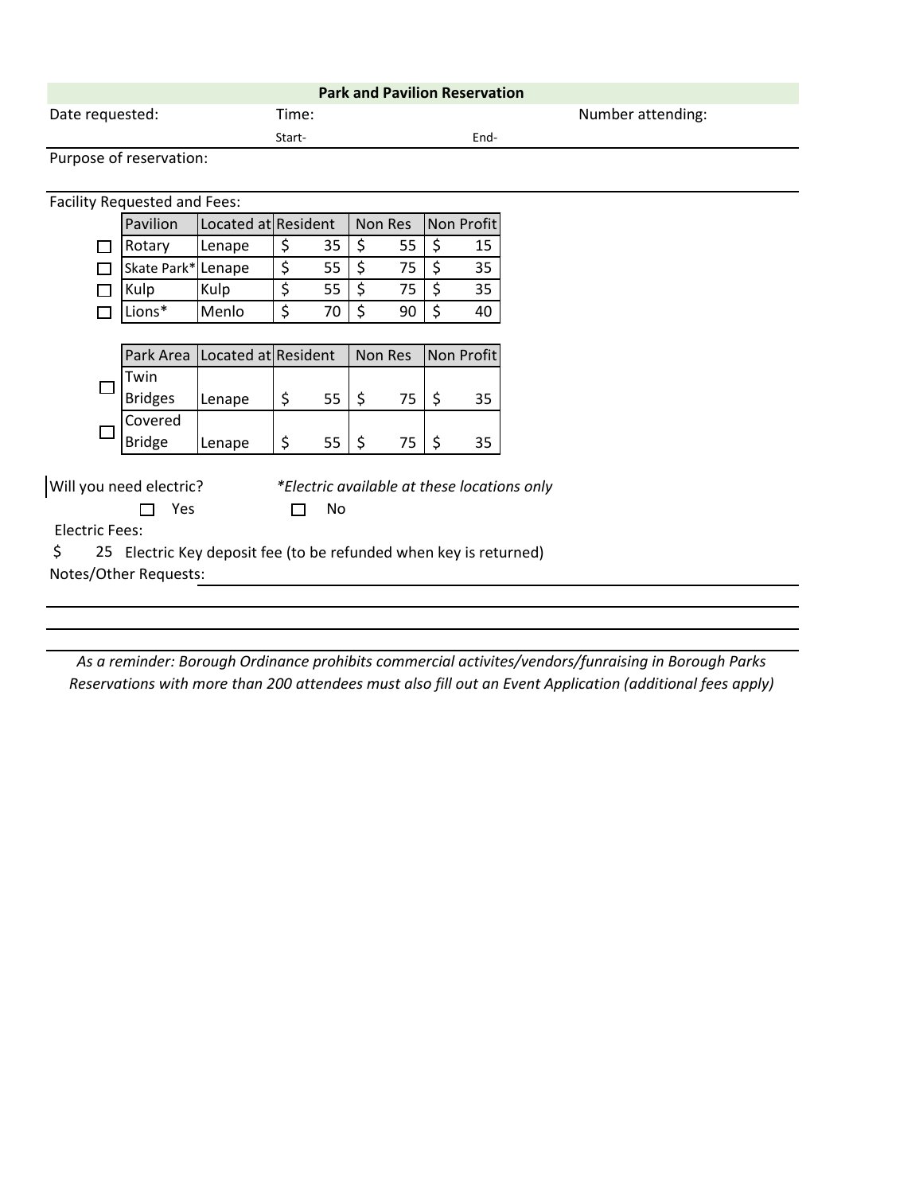## Park and Pavilion Reservation

Date requested: Time: Number attending:

Start- End-

Purpose of reservation:

Facility Requested and Fees:

| | Pavilion | Located at | Resident | Non Res | Non Profit |
|---|---|---|---|---|---|
| ☐ | Rotary | Lenape | $ 35 | $ 55 | $ 15 |
| ☐ | Skate Park* | Lenape | $ 55 | $ 75 | $ 35 |
| ☐ | Kulp | Kulp | $ 55 | $ 75 | $ 35 |
| ☐ | Lions* | Menlo | $ 70 | $ 90 | $ 40 |

| | Park Area | Located at | Resident | Non Res | Non Profit |
|---|---|---|---|---|---|
| ☐ | Twin Bridges | Lenape | $ 55 | $ 75 | $ 35 |
| ☐ | Covered Bridge | Lenape | $ 55 | $ 75 | $ 35 |

Will you need electric? *\*Electric available at these locations only*

☐ Yes ☐ No

Electric Fees:

$ 25 Electric Key deposit fee (to be refunded when key is returned)

Notes/Other Requests:

*As a reminder: Borough Ordinance prohibits commercial activites/vendors/funraising in Borough Parks*
*Reservations with more than 200 attendees must also fill out an Event Application (additional fees apply)*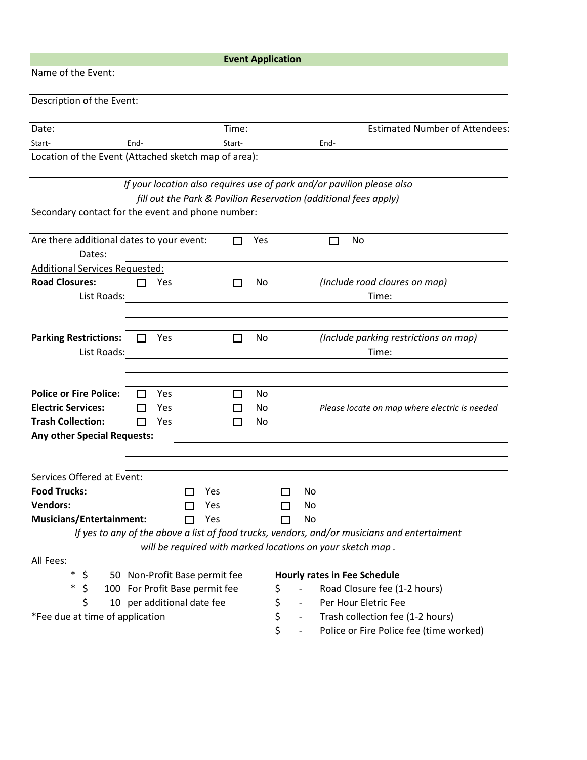## Event Application

Name of the Event:

Description of the Event:

| Date: | | Time: | | Estimated Number of Attendees: |
|---|---|---|---|---|
| Start- | End- | Start- | End- | |

Location of the Event (Attached sketch map of area):

*If your location also requires use of park and/or pavilion please also fill out the Park & Pavilion Reservation (additional fees apply)*

Secondary contact for the event and phone number:

Are there additional dates to your event: ☐ Yes ☐ No

Dates:

Additional Services Requested:

**Road Closures:** ☐ Yes ☐ No *(Include road cloures on map)*

List Roads: Time:

**Parking Restrictions:** ☐ Yes ☐ No *(Include parking restrictions on map)*

List Roads: Time:

**Police or Fire Police:** ☐ Yes ☐ No

**Electric Services:** ☐ Yes ☐ No *Please locate on map where electric is needed*

**Trash Collection:** ☐ Yes ☐ No

**Any other Special Requests:**

Services Offered at Event:

**Food Trucks:** ☐ Yes ☐ No

**Vendors:** ☐ Yes ☐ No

**Musicians/Entertainment:** ☐ Yes ☐ No

*If yes to any of the above a list of food trucks, vendors, and/or musicians and entertaiment will be required with marked locations on your sketch map .*

All Fees:

| | | | **Hourly rates in Fee Schedule** | | |
|---|---|---|---|---|---|
| * $ | 50 | Non-Profit Base permit fee | $ | - | Road Closure fee (1-2 hours) |
| * $ | 100 | For Profit Base permit fee | $ | - | Per Hour Eletric Fee |
| $ | 10 | per additional date fee | $ | - | Trash collection fee (1-2 hours) |
| | | | $ | - | Police or Fire Police fee (time worked) |

*Fee due at time of application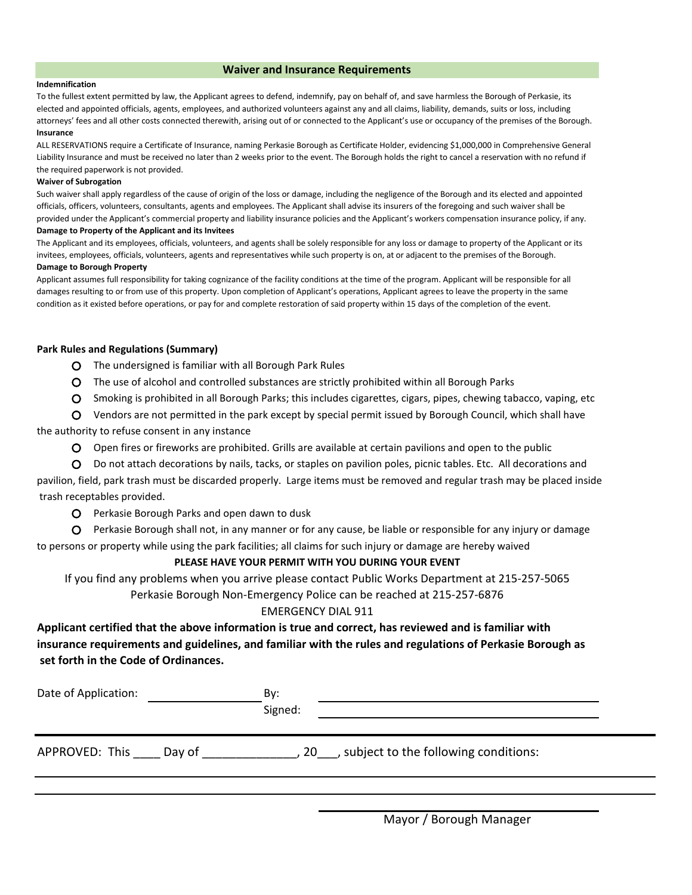## Waiver and Insurance Requirements

**Indemnification**

To the fullest extent permitted by law, the Applicant agrees to defend, indemnify, pay on behalf of, and save harmless the Borough of Perkasie, its elected and appointed officials, agents, employees, and authorized volunteers against any and all claims, liability, demands, suits or loss, including attorneys' fees and all other costs connected therewith, arising out of or connected to the Applicant's use or occupancy of the premises of the Borough.

**Insurance**

ALL RESERVATIONS require a Certificate of Insurance, naming Perkasie Borough as Certificate Holder, evidencing $1,000,000 in Comprehensive General Liability Insurance and must be received no later than 2 weeks prior to the event. The Borough holds the right to cancel a reservation with no refund if the required paperwork is not provided.

**Waiver of Subrogation**

Such waiver shall apply regardless of the cause of origin of the loss or damage, including the negligence of the Borough and its elected and appointed officials, officers, volunteers, consultants, agents and employees. The Applicant shall advise its insurers of the foregoing and such waiver shall be provided under the Applicant's commercial property and liability insurance policies and the Applicant's workers compensation insurance policy, if any.

**Damage to Property of the Applicant and its Invitees**

The Applicant and its employees, officials, volunteers, and agents shall be solely responsible for any loss or damage to property of the Applicant or its invitees, employees, officials, volunteers, agents and representatives while such property is on, at or adjacent to the premises of the Borough.

**Damage to Borough Property**

Applicant assumes full responsibility for taking cognizance of the facility conditions at the time of the program. Applicant will be responsible for all damages resulting to or from use of this property. Upon completion of Applicant's operations, Applicant agrees to leave the property in the same condition as it existed before operations, or pay for and complete restoration of said property within 15 days of the completion of the event.

**Park Rules and Regulations (Summary)**

- ○ The undersigned is familiar with all Borough Park Rules
- ○ The use of alcohol and controlled substances are strictly prohibited within all Borough Parks
- ○ Smoking is prohibited in all Borough Parks; this includes cigarettes, cigars, pipes, chewing tabacco, vaping, etc
- ○ Vendors are not permitted in the park except by special permit issued by Borough Council, which shall have the authority to refuse consent in any instance
- ○ Open fires or fireworks are prohibited. Grills are available at certain pavilions and open to the public
- ○ Do not attach decorations by nails, tacks, or staples on pavilion poles, picnic tables. Etc. All decorations and pavilion, field, park trash must be discarded properly. Large items must be removed and regular trash may be placed inside trash receptables provided.
- ○ Perkasie Borough Parks and open dawn to dusk
- ○ Perkasie Borough shall not, in any manner or for any cause, be liable or responsible for any injury or damage to persons or property while using the park facilities; all claims for such injury or damage are hereby waived

**PLEASE HAVE YOUR PERMIT WITH YOU DURING YOUR EVENT**

If you find any problems when you arrive please contact Public Works Department at 215-257-5065

Perkasie Borough Non-Emergency Police can be reached at 215-257-6876

EMERGENCY DIAL 911

**Applicant certified that the above information is true and correct, has reviewed and is familiar with insurance requirements and guidelines, and familiar with the rules and regulations of Perkasie Borough as set forth in the Code of Ordinances.**

Date of Application: ________________ By: ________________________________

Signed: ________________________________

APPROVED: This ____ Day of ______________, 20___, subject to the following conditions:

________________________________________________________________

________________________________________________________________

________________________________

Mayor / Borough Manager